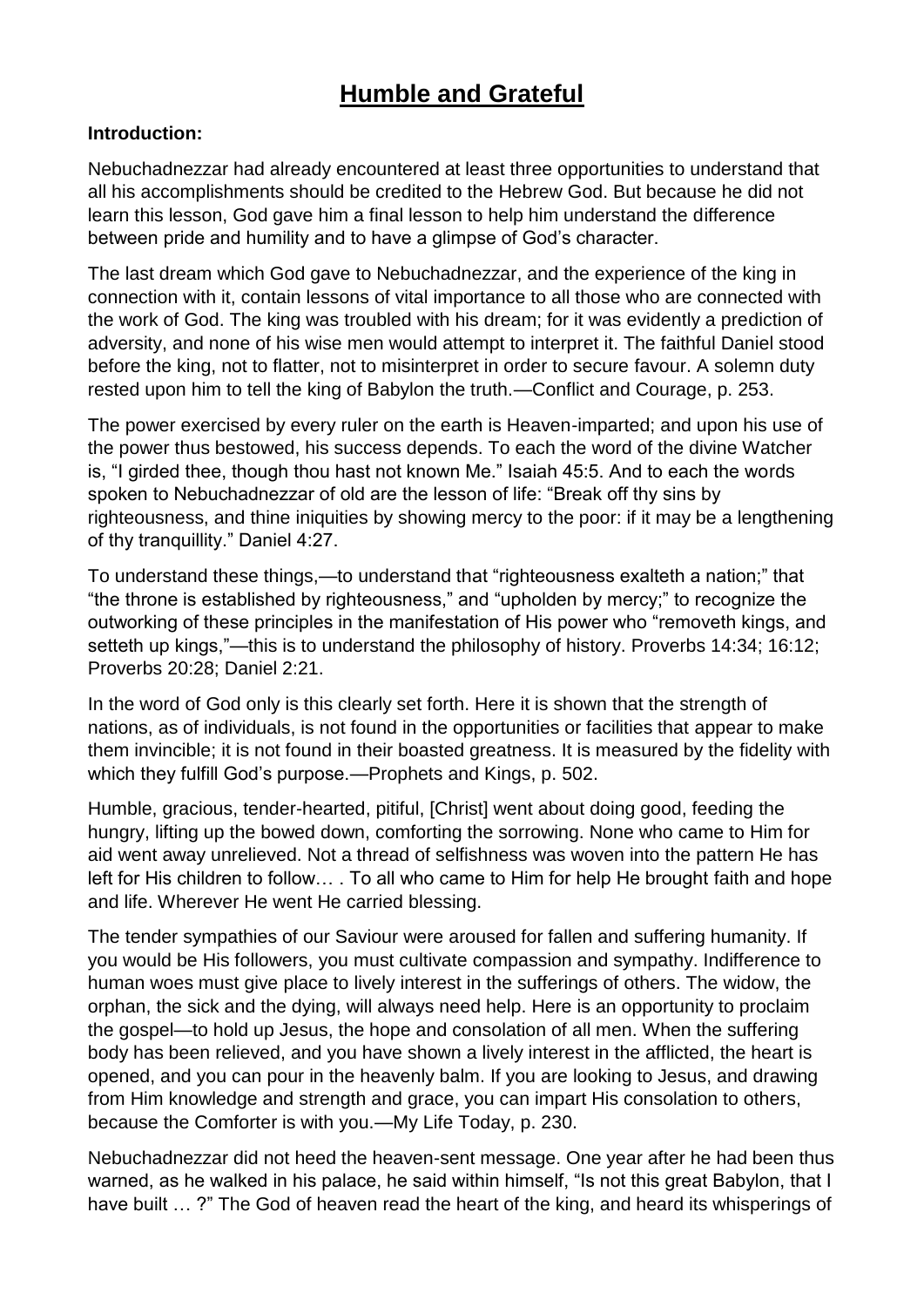# Humble and Grateful

**Introduction:**

Nebuchadnezzar had already encountered at least three opportunities to understand that all his accomplishments should be credited to the Hebrew God. But because he did not learn this lesson, God gave him a final lesson to help him understand the difference between pride and humility and to have a glimpse of God's character.

The last dream which God gave to Nebuchadnezzar, and the experience of the king in connection with it, contain lessons of vital importance to all those who are connected with the work of God. The king was troubled with his dream; for it was evidently a prediction of adversity, and none of his wise men would attempt to interpret it. The faithful Daniel stood before the king, not to flatter, not to misinterpret in order to secure favour. A solemn duty rested upon him to tell the king of Babylon the truth.—Conflict and Courage, p. 253.

The power exercised by every ruler on the earth is Heaven-imparted; and upon his use of the power thus bestowed, his success depends. To each the word of the divine Watcher is, "I girded thee, though thou hast not known Me." Isaiah 45:5. And to each the words spoken to Nebuchadnezzar of old are the lesson of life: "Break off thy sins by righteousness, and thine iniquities by showing mercy to the poor: if it may be a lengthening of thy tranquillity." Daniel 4:27.

To understand these things,—to understand that "righteousness exalteth a nation;" that "the throne is established by righteousness," and "upholden by mercy;" to recognize the outworking of these principles in the manifestation of His power who "removeth kings, and setteth up kings,"—this is to understand the philosophy of history. Proverbs 14:34; 16:12; Proverbs 20:28; Daniel 2:21.

In the word of God only is this clearly set forth. Here it is shown that the strength of nations, as of individuals, is not found in the opportunities or facilities that appear to make them invincible; it is not found in their boasted greatness. It is measured by the fidelity with which they fulfill God's purpose.—Prophets and Kings, p. 502.

Humble, gracious, tender-hearted, pitiful, [Christ] went about doing good, feeding the hungry, lifting up the bowed down, comforting the sorrowing. None who came to Him for aid went away unrelieved. Not a thread of selfishness was woven into the pattern He has left for His children to follow… . To all who came to Him for help He brought faith and hope and life. Wherever He went He carried blessing.

The tender sympathies of our Saviour were aroused for fallen and suffering humanity. If you would be His followers, you must cultivate compassion and sympathy. Indifference to human woes must give place to lively interest in the sufferings of others. The widow, the orphan, the sick and the dying, will always need help. Here is an opportunity to proclaim the gospel—to hold up Jesus, the hope and consolation of all men. When the suffering body has been relieved, and you have shown a lively interest in the afflicted, the heart is opened, and you can pour in the heavenly balm. If you are looking to Jesus, and drawing from Him knowledge and strength and grace, you can impart His consolation to others, because the Comforter is with you.—My Life Today, p. 230.

Nebuchadnezzar did not heed the heaven-sent message. One year after he had been thus warned, as he walked in his palace, he said within himself, "Is not this great Babylon, that I have built … ?" The God of heaven read the heart of the king, and heard its whisperings of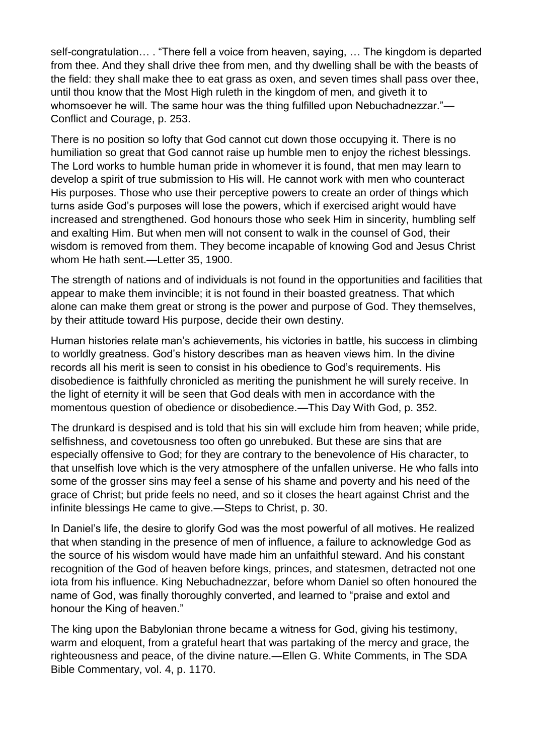self-congratulation… . “There fell a voice from heaven, saying, … The kingdom is departed from thee. And they shall drive thee from men, and thy dwelling shall be with the beasts of the field: they shall make thee to eat grass as oxen, and seven times shall pass over thee, until thou know that the Most High ruleth in the kingdom of men, and giveth it to whomsoever he will. The same hour was the thing fulfilled upon Nebuchadnezzar.”—Conflict and Courage, p. 253.

There is no position so lofty that God cannot cut down those occupying it. There is no humiliation so great that God cannot raise up humble men to enjoy the richest blessings. The Lord works to humble human pride in whomever it is found, that men may learn to develop a spirit of true submission to His will. He cannot work with men who counteract His purposes. Those who use their perceptive powers to create an order of things which turns aside God’s purposes will lose the powers, which if exercised aright would have increased and strengthened. God honours those who seek Him in sincerity, humbling self and exalting Him. But when men will not consent to walk in the counsel of God, their wisdom is removed from them. They become incapable of knowing God and Jesus Christ whom He hath sent.—Letter 35, 1900.

The strength of nations and of individuals is not found in the opportunities and facilities that appear to make them invincible; it is not found in their boasted greatness. That which alone can make them great or strong is the power and purpose of God. They themselves, by their attitude toward His purpose, decide their own destiny.

Human histories relate man’s achievements, his victories in battle, his success in climbing to worldly greatness. God’s history describes man as heaven views him. In the divine records all his merit is seen to consist in his obedience to God’s requirements. His disobedience is faithfully chronicled as meriting the punishment he will surely receive. In the light of eternity it will be seen that God deals with men in accordance with the momentous question of obedience or disobedience.—This Day With God, p. 352.

The drunkard is despised and is told that his sin will exclude him from heaven; while pride, selfishness, and covetousness too often go unrebuked. But these are sins that are especially offensive to God; for they are contrary to the benevolence of His character, to that unselfish love which is the very atmosphere of the unfallen universe. He who falls into some of the grosser sins may feel a sense of his shame and poverty and his need of the grace of Christ; but pride feels no need, and so it closes the heart against Christ and the infinite blessings He came to give.—Steps to Christ, p. 30.

In Daniel’s life, the desire to glorify God was the most powerful of all motives. He realized that when standing in the presence of men of influence, a failure to acknowledge God as the source of his wisdom would have made him an unfaithful steward. And his constant recognition of the God of heaven before kings, princes, and statesmen, detracted not one iota from his influence. King Nebuchadnezzar, before whom Daniel so often honoured the name of God, was finally thoroughly converted, and learned to “praise and extol and honour the King of heaven.”

The king upon the Babylonian throne became a witness for God, giving his testimony, warm and eloquent, from a grateful heart that was partaking of the mercy and grace, the righteousness and peace, of the divine nature.—Ellen G. White Comments, in The SDA Bible Commentary, vol. 4, p. 1170.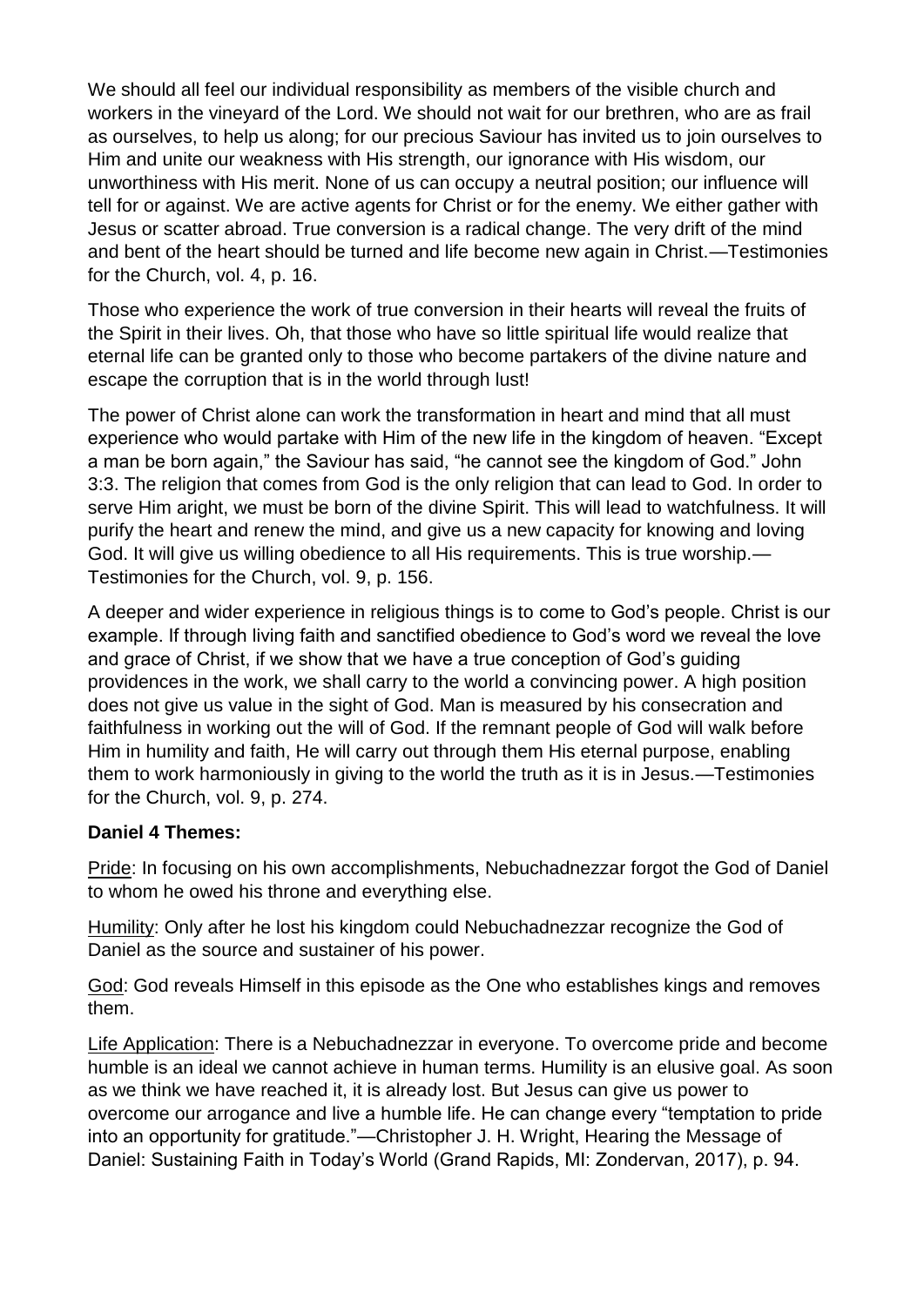We should all feel our individual responsibility as members of the visible church and workers in the vineyard of the Lord. We should not wait for our brethren, who are as frail as ourselves, to help us along; for our precious Saviour has invited us to join ourselves to Him and unite our weakness with His strength, our ignorance with His wisdom, our unworthiness with His merit. None of us can occupy a neutral position; our influence will tell for or against. We are active agents for Christ or for the enemy. We either gather with Jesus or scatter abroad. True conversion is a radical change. The very drift of the mind and bent of the heart should be turned and life become new again in Christ.—Testimonies for the Church, vol. 4, p. 16.

Those who experience the work of true conversion in their hearts will reveal the fruits of the Spirit in their lives. Oh, that those who have so little spiritual life would realize that eternal life can be granted only to those who become partakers of the divine nature and escape the corruption that is in the world through lust!

The power of Christ alone can work the transformation in heart and mind that all must experience who would partake with Him of the new life in the kingdom of heaven. "Except a man be born again," the Saviour has said, "he cannot see the kingdom of God." John 3:3. The religion that comes from God is the only religion that can lead to God. In order to serve Him aright, we must be born of the divine Spirit. This will lead to watchfulness. It will purify the heart and renew the mind, and give us a new capacity for knowing and loving God. It will give us willing obedience to all His requirements. This is true worship.—Testimonies for the Church, vol. 9, p. 156.

A deeper and wider experience in religious things is to come to God's people. Christ is our example. If through living faith and sanctified obedience to God's word we reveal the love and grace of Christ, if we show that we have a true conception of God's guiding providences in the work, we shall carry to the world a convincing power. A high position does not give us value in the sight of God. Man is measured by his consecration and faithfulness in working out the will of God. If the remnant people of God will walk before Him in humility and faith, He will carry out through them His eternal purpose, enabling them to work harmoniously in giving to the world the truth as it is in Jesus.—Testimonies for the Church, vol. 9, p. 274.

**Daniel 4 Themes:**

Pride: In focusing on his own accomplishments, Nebuchadnezzar forgot the God of Daniel to whom he owed his throne and everything else.

Humility: Only after he lost his kingdom could Nebuchadnezzar recognize the God of Daniel as the source and sustainer of his power.

God: God reveals Himself in this episode as the One who establishes kings and removes them.

Life Application: There is a Nebuchadnezzar in everyone. To overcome pride and become humble is an ideal we cannot achieve in human terms. Humility is an elusive goal. As soon as we think we have reached it, it is already lost. But Jesus can give us power to overcome our arrogance and live a humble life. He can change every "temptation to pride into an opportunity for gratitude."—Christopher J. H. Wright, Hearing the Message of Daniel: Sustaining Faith in Today's World (Grand Rapids, MI: Zondervan, 2017), p. 94.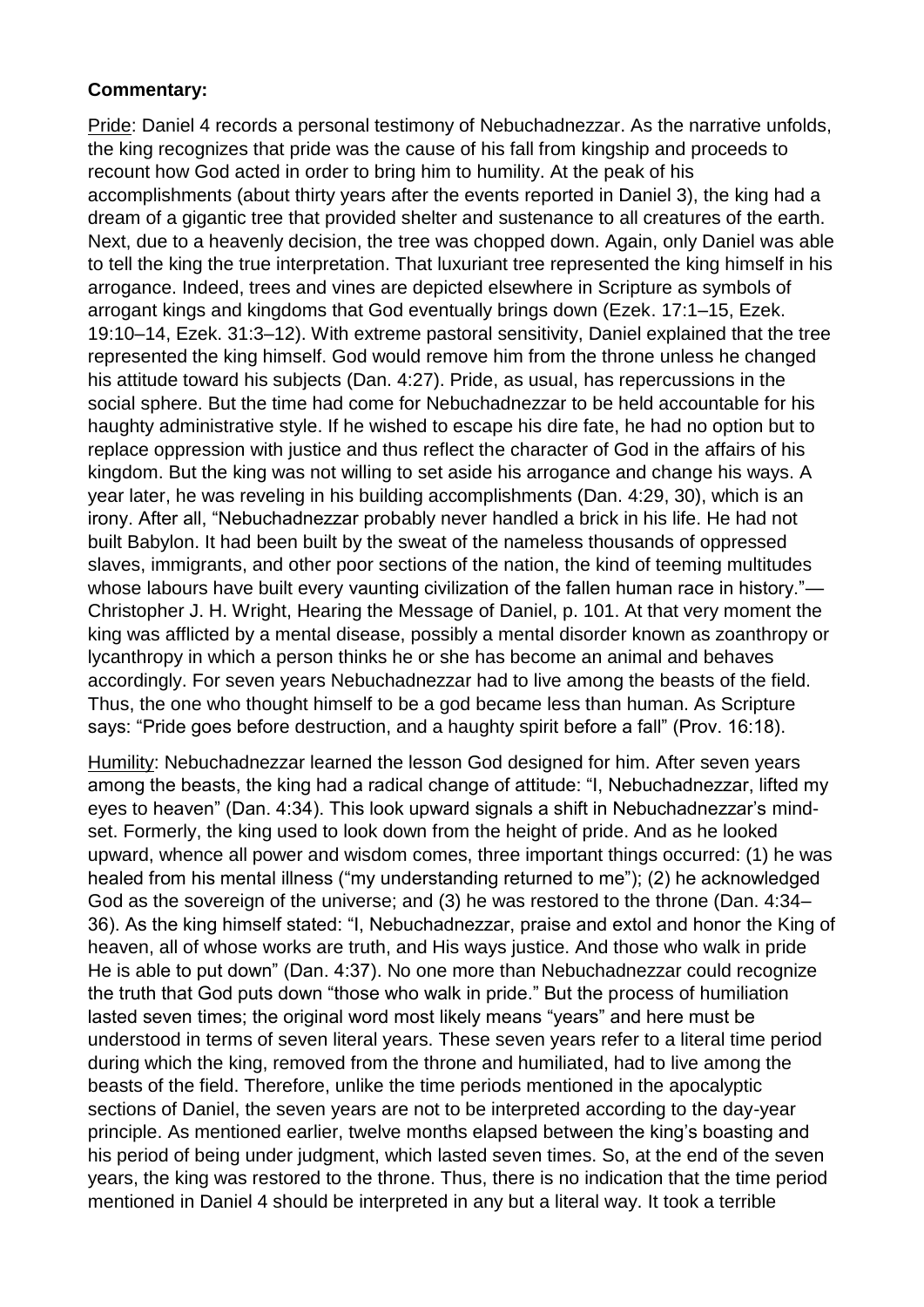**Commentary:**

Pride: Daniel 4 records a personal testimony of Nebuchadnezzar. As the narrative unfolds, the king recognizes that pride was the cause of his fall from kingship and proceeds to recount how God acted in order to bring him to humility. At the peak of his accomplishments (about thirty years after the events reported in Daniel 3), the king had a dream of a gigantic tree that provided shelter and sustenance to all creatures of the earth. Next, due to a heavenly decision, the tree was chopped down. Again, only Daniel was able to tell the king the true interpretation. That luxuriant tree represented the king himself in his arrogance. Indeed, trees and vines are depicted elsewhere in Scripture as symbols of arrogant kings and kingdoms that God eventually brings down (Ezek. 17:1–15, Ezek. 19:10–14, Ezek. 31:3–12). With extreme pastoral sensitivity, Daniel explained that the tree represented the king himself. God would remove him from the throne unless he changed his attitude toward his subjects (Dan. 4:27). Pride, as usual, has repercussions in the social sphere. But the time had come for Nebuchadnezzar to be held accountable for his haughty administrative style. If he wished to escape his dire fate, he had no option but to replace oppression with justice and thus reflect the character of God in the affairs of his kingdom. But the king was not willing to set aside his arrogance and change his ways. A year later, he was reveling in his building accomplishments (Dan. 4:29, 30), which is an irony. After all, "Nebuchadnezzar probably never handled a brick in his life. He had not built Babylon. It had been built by the sweat of the nameless thousands of oppressed slaves, immigrants, and other poor sections of the nation, the kind of teeming multitudes whose labours have built every vaunting civilization of the fallen human race in history."— Christopher J. H. Wright, Hearing the Message of Daniel, p. 101. At that very moment the king was afflicted by a mental disease, possibly a mental disorder known as zoanthropy or lycanthropy in which a person thinks he or she has become an animal and behaves accordingly. For seven years Nebuchadnezzar had to live among the beasts of the field. Thus, the one who thought himself to be a god became less than human. As Scripture says: "Pride goes before destruction, and a haughty spirit before a fall" (Prov. 16:18).

Humility: Nebuchadnezzar learned the lesson God designed for him. After seven years among the beasts, the king had a radical change of attitude: "I, Nebuchadnezzar, lifted my eyes to heaven" (Dan. 4:34). This look upward signals a shift in Nebuchadnezzar's mind-set. Formerly, the king used to look down from the height of pride. And as he looked upward, whence all power and wisdom comes, three important things occurred: (1) he was healed from his mental illness ("my understanding returned to me"); (2) he acknowledged God as the sovereign of the universe; and (3) he was restored to the throne (Dan. 4:34–36). As the king himself stated: "I, Nebuchadnezzar, praise and extol and honor the King of heaven, all of whose works are truth, and His ways justice. And those who walk in pride He is able to put down" (Dan. 4:37). No one more than Nebuchadnezzar could recognize the truth that God puts down "those who walk in pride." But the process of humiliation lasted seven times; the original word most likely means "years" and here must be understood in terms of seven literal years. These seven years refer to a literal time period during which the king, removed from the throne and humiliated, had to live among the beasts of the field. Therefore, unlike the time periods mentioned in the apocalyptic sections of Daniel, the seven years are not to be interpreted according to the day-year principle. As mentioned earlier, twelve months elapsed between the king's boasting and his period of being under judgment, which lasted seven times. So, at the end of the seven years, the king was restored to the throne. Thus, there is no indication that the time period mentioned in Daniel 4 should be interpreted in any but a literal way. It took a terrible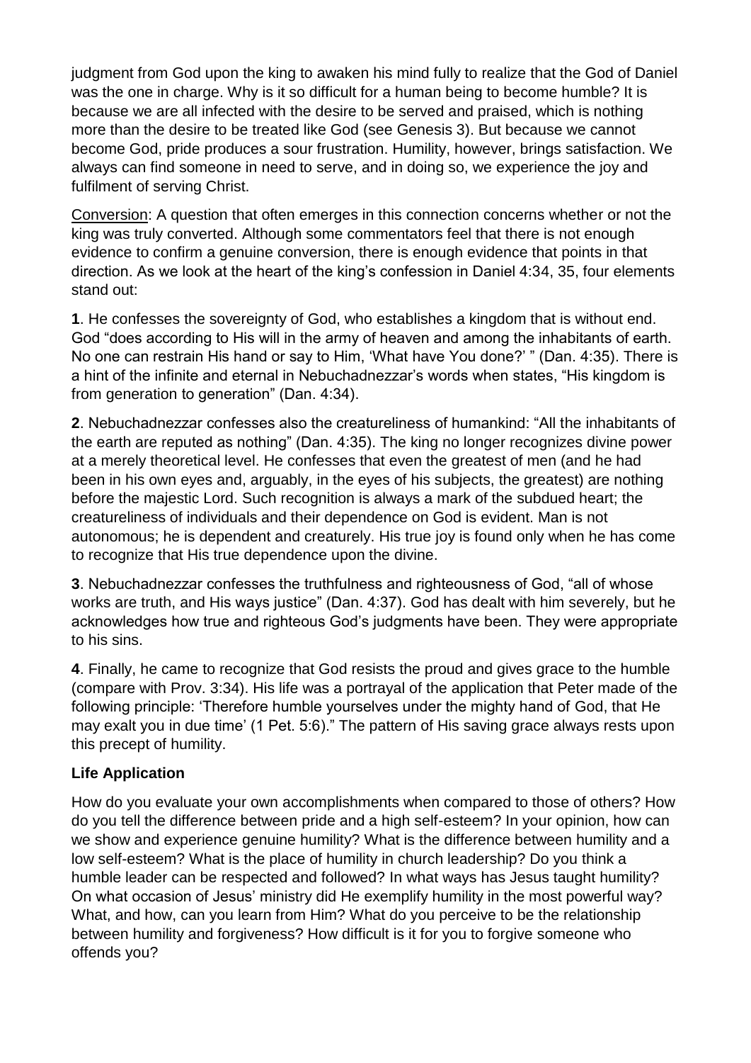judgment from God upon the king to awaken his mind fully to realize that the God of Daniel was the one in charge. Why is it so difficult for a human being to become humble? It is because we are all infected with the desire to be served and praised, which is nothing more than the desire to be treated like God (see Genesis 3). But because we cannot become God, pride produces a sour frustration. Humility, however, brings satisfaction. We always can find someone in need to serve, and in doing so, we experience the joy and fulfilment of serving Christ.

Conversion: A question that often emerges in this connection concerns whether or not the king was truly converted. Although some commentators feel that there is not enough evidence to confirm a genuine conversion, there is enough evidence that points in that direction. As we look at the heart of the king's confession in Daniel 4:34, 35, four elements stand out:

**1**. He confesses the sovereignty of God, who establishes a kingdom that is without end. God "does according to His will in the army of heaven and among the inhabitants of earth. No one can restrain His hand or say to Him, 'What have You done?' " (Dan. 4:35). There is a hint of the infinite and eternal in Nebuchadnezzar's words when states, "His kingdom is from generation to generation" (Dan. 4:34).

**2**. Nebuchadnezzar confesses also the creatureliness of humankind: "All the inhabitants of the earth are reputed as nothing" (Dan. 4:35). The king no longer recognizes divine power at a merely theoretical level. He confesses that even the greatest of men (and he had been in his own eyes and, arguably, in the eyes of his subjects, the greatest) are nothing before the majestic Lord. Such recognition is always a mark of the subdued heart; the creatureliness of individuals and their dependence on God is evident. Man is not autonomous; he is dependent and creaturely. His true joy is found only when he has come to recognize that His true dependence upon the divine.

**3**. Nebuchadnezzar confesses the truthfulness and righteousness of God, "all of whose works are truth, and His ways justice" (Dan. 4:37). God has dealt with him severely, but he acknowledges how true and righteous God's judgments have been. They were appropriate to his sins.

**4**. Finally, he came to recognize that God resists the proud and gives grace to the humble (compare with Prov. 3:34). His life was a portrayal of the application that Peter made of the following principle: 'Therefore humble yourselves under the mighty hand of God, that He may exalt you in due time' (1 Pet. 5:6)." The pattern of His saving grace always rests upon this precept of humility.

**Life Application**

How do you evaluate your own accomplishments when compared to those of others? How do you tell the difference between pride and a high self-esteem? In your opinion, how can we show and experience genuine humility? What is the difference between humility and a low self-esteem? What is the place of humility in church leadership? Do you think a humble leader can be respected and followed? In what ways has Jesus taught humility? On what occasion of Jesus' ministry did He exemplify humility in the most powerful way? What, and how, can you learn from Him? What do you perceive to be the relationship between humility and forgiveness? How difficult is it for you to forgive someone who offends you?